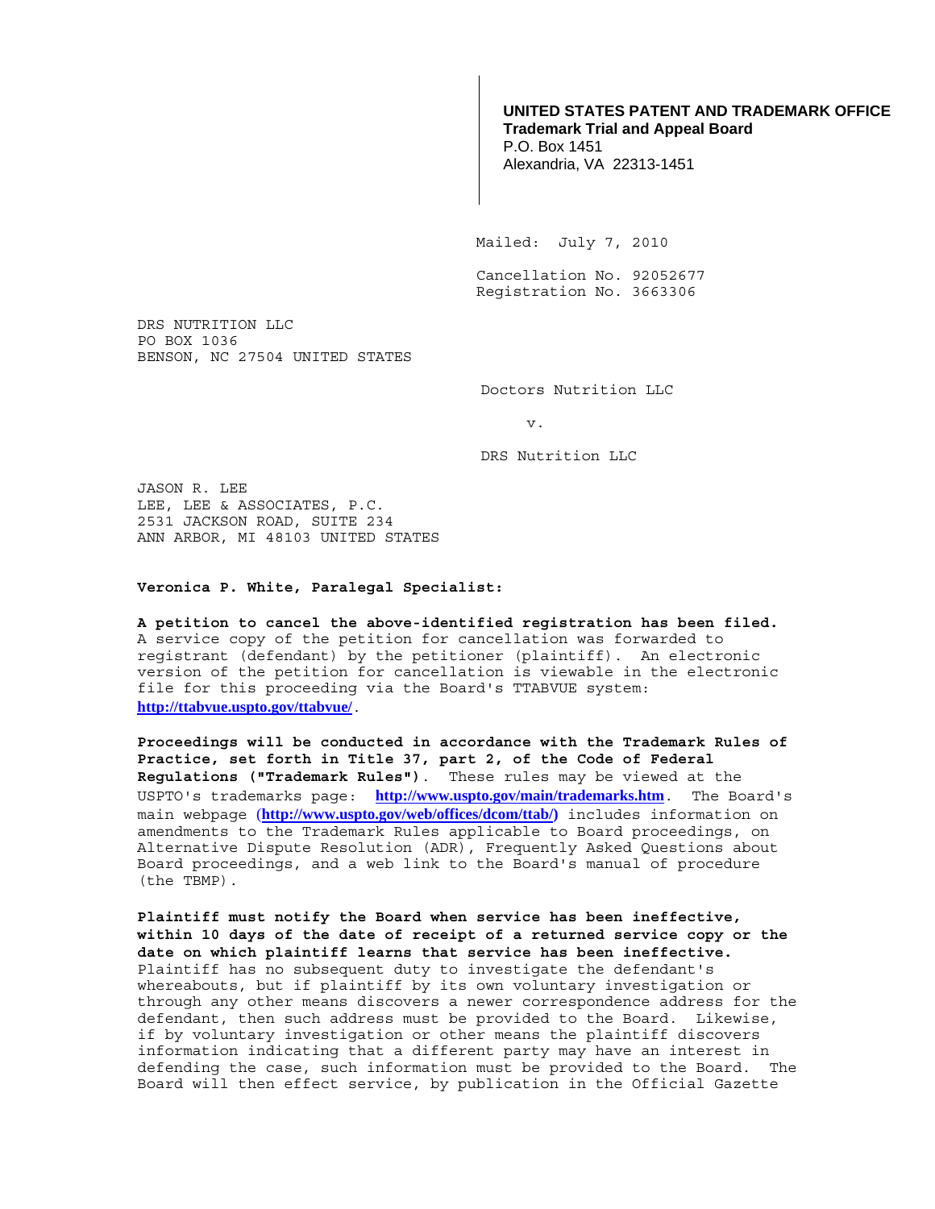**UNITED STATES PATENT AND TRADEMARK OFFICE**
**Trademark Trial and Appeal Board**
P.O. Box 1451
Alexandria, VA 22313-1451

Mailed: July 7, 2010

Cancellation No. 92052677
Registration No. 3663306

DRS NUTRITION LLC
PO BOX 1036
BENSON, NC 27504 UNITED STATES

Doctors Nutrition LLC

v.

DRS Nutrition LLC

JASON R. LEE
LEE, LEE & ASSOCIATES, P.C.
2531 JACKSON ROAD, SUITE 234
ANN ARBOR, MI 48103 UNITED STATES

**Veronica P. White, Paralegal Specialist:**

**A petition to cancel the above-identified registration has been filed.** A service copy of the petition for cancellation was forwarded to registrant (defendant) by the petitioner (plaintiff). An electronic version of the petition for cancellation is viewable in the electronic file for this proceeding via the Board's TTABVUE system: **http://ttabvue.uspto.gov/ttabvue/**.

**Proceedings will be conducted in accordance with the Trademark Rules of Practice, set forth in Title 37, part 2, of the Code of Federal Regulations ("Trademark Rules")**. These rules may be viewed at the USPTO's trademarks page: **http://www.uspto.gov/main/trademarks.htm**. The Board's main webpage (**http://www.uspto.gov/web/offices/dcom/ttab/)** includes information on amendments to the Trademark Rules applicable to Board proceedings, on Alternative Dispute Resolution (ADR), Frequently Asked Questions about Board proceedings, and a web link to the Board's manual of procedure (the TBMP).

**Plaintiff must notify the Board when service has been ineffective, within 10 days of the date of receipt of a returned service copy or the date on which plaintiff learns that service has been ineffective.** Plaintiff has no subsequent duty to investigate the defendant's whereabouts, but if plaintiff by its own voluntary investigation or through any other means discovers a newer correspondence address for the defendant, then such address must be provided to the Board. Likewise, if by voluntary investigation or other means the plaintiff discovers information indicating that a different party may have an interest in defending the case, such information must be provided to the Board. The Board will then effect service, by publication in the Official Gazette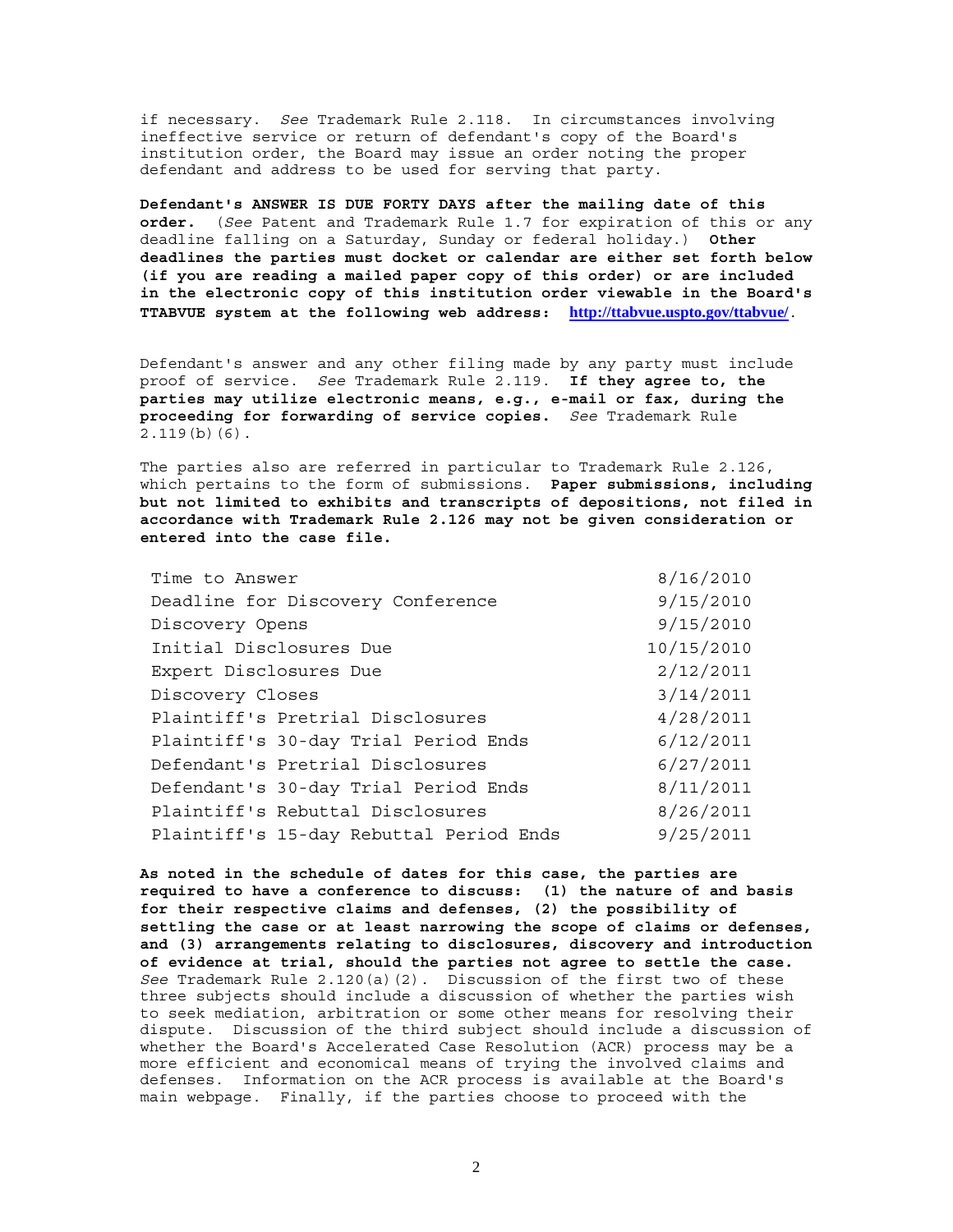if necessary. *See* Trademark Rule 2.118. In circumstances involving ineffective service or return of defendant's copy of the Board's institution order, the Board may issue an order noting the proper defendant and address to be used for serving that party.

**Defendant's ANSWER IS DUE FORTY DAYS after the mailing date of this order.** (*See* Patent and Trademark Rule 1.7 for expiration of this or any deadline falling on a Saturday, Sunday or federal holiday.) **Other deadlines the parties must docket or calendar are either set forth below (if you are reading a mailed paper copy of this order) or are included in the electronic copy of this institution order viewable in the Board's TTABVUE system at the following web address: [http://ttabvue.uspto.gov/ttabvue/](http://ttabvue.uspto.gov/ttabvue/).**

Defendant's answer and any other filing made by any party must include proof of service. *See* Trademark Rule 2.119. **If they agree to, the parties may utilize electronic means, e.g., e-mail or fax, during the proceeding for forwarding of service copies.** *See* Trademark Rule 2.119(b)(6).

The parties also are referred in particular to Trademark Rule 2.126, which pertains to the form of submissions. **Paper submissions, including but not limited to exhibits and transcripts of depositions, not filed in accordance with Trademark Rule 2.126 may not be given consideration or entered into the case file.**

| | |
|---|---|
| Time to Answer | 8/16/2010 |
| Deadline for Discovery Conference | 9/15/2010 |
| Discovery Opens | 9/15/2010 |
| Initial Disclosures Due | 10/15/2010 |
| Expert Disclosures Due | 2/12/2011 |
| Discovery Closes | 3/14/2011 |
| Plaintiff's Pretrial Disclosures | 4/28/2011 |
| Plaintiff's 30-day Trial Period Ends | 6/12/2011 |
| Defendant's Pretrial Disclosures | 6/27/2011 |
| Defendant's 30-day Trial Period Ends | 8/11/2011 |
| Plaintiff's Rebuttal Disclosures | 8/26/2011 |
| Plaintiff's 15-day Rebuttal Period Ends | 9/25/2011 |

**As noted in the schedule of dates for this case, the parties are required to have a conference to discuss: (1) the nature of and basis for their respective claims and defenses, (2) the possibility of settling the case or at least narrowing the scope of claims or defenses, and (3) arrangements relating to disclosures, discovery and introduction of evidence at trial, should the parties not agree to settle the case.** *See* Trademark Rule 2.120(a)(2). Discussion of the first two of these three subjects should include a discussion of whether the parties wish to seek mediation, arbitration or some other means for resolving their dispute. Discussion of the third subject should include a discussion of whether the Board's Accelerated Case Resolution (ACR) process may be a more efficient and economical means of trying the involved claims and defenses. Information on the ACR process is available at the Board's main webpage. Finally, if the parties choose to proceed with the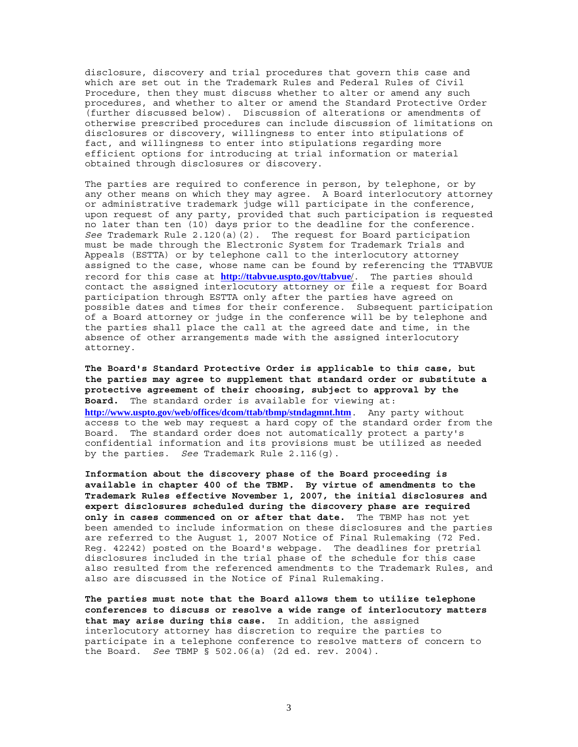disclosure, discovery and trial procedures that govern this case and which are set out in the Trademark Rules and Federal Rules of Civil Procedure, then they must discuss whether to alter or amend any such procedures, and whether to alter or amend the Standard Protective Order (further discussed below). Discussion of alterations or amendments of otherwise prescribed procedures can include discussion of limitations on disclosures or discovery, willingness to enter into stipulations of fact, and willingness to enter into stipulations regarding more efficient options for introducing at trial information or material obtained through disclosures or discovery.

The parties are required to conference in person, by telephone, or by any other means on which they may agree. A Board interlocutory attorney or administrative trademark judge will participate in the conference, upon request of any party, provided that such participation is requested no later than ten (10) days prior to the deadline for the conference. *See* Trademark Rule 2.120(a)(2). The request for Board participation must be made through the Electronic System for Trademark Trials and Appeals (ESTTA) or by telephone call to the interlocutory attorney assigned to the case, whose name can be found by referencing the TTABVUE record for this case at **http://ttabvue.uspto.gov/ttabvue/**. The parties should contact the assigned interlocutory attorney or file a request for Board participation through ESTTA only after the parties have agreed on possible dates and times for their conference. Subsequent participation of a Board attorney or judge in the conference will be by telephone and the parties shall place the call at the agreed date and time, in the absence of other arrangements made with the assigned interlocutory attorney.

**The Board's Standard Protective Order is applicable to this case, but the parties may agree to supplement that standard order or substitute a protective agreement of their choosing, subject to approval by the Board.** The standard order is available for viewing at: **http://www.uspto.gov/web/offices/dcom/ttab/tbmp/stndagmnt.htm**. Any party without access to the web may request a hard copy of the standard order from the Board. The standard order does not automatically protect a party's confidential information and its provisions must be utilized as needed by the parties. *See* Trademark Rule 2.116(g).

**Information about the discovery phase of the Board proceeding is available in chapter 400 of the TBMP. By virtue of amendments to the Trademark Rules effective November 1, 2007, the initial disclosures and expert disclosures scheduled during the discovery phase are required only in cases commenced on or after that date.** The TBMP has not yet been amended to include information on these disclosures and the parties are referred to the August 1, 2007 Notice of Final Rulemaking (72 Fed. Reg. 42242) posted on the Board's webpage. The deadlines for pretrial disclosures included in the trial phase of the schedule for this case also resulted from the referenced amendments to the Trademark Rules, and also are discussed in the Notice of Final Rulemaking.

**The parties must note that the Board allows them to utilize telephone conferences to discuss or resolve a wide range of interlocutory matters that may arise during this case.** In addition, the assigned interlocutory attorney has discretion to require the parties to participate in a telephone conference to resolve matters of concern to the Board. *See* TBMP § 502.06(a) (2d ed. rev. 2004).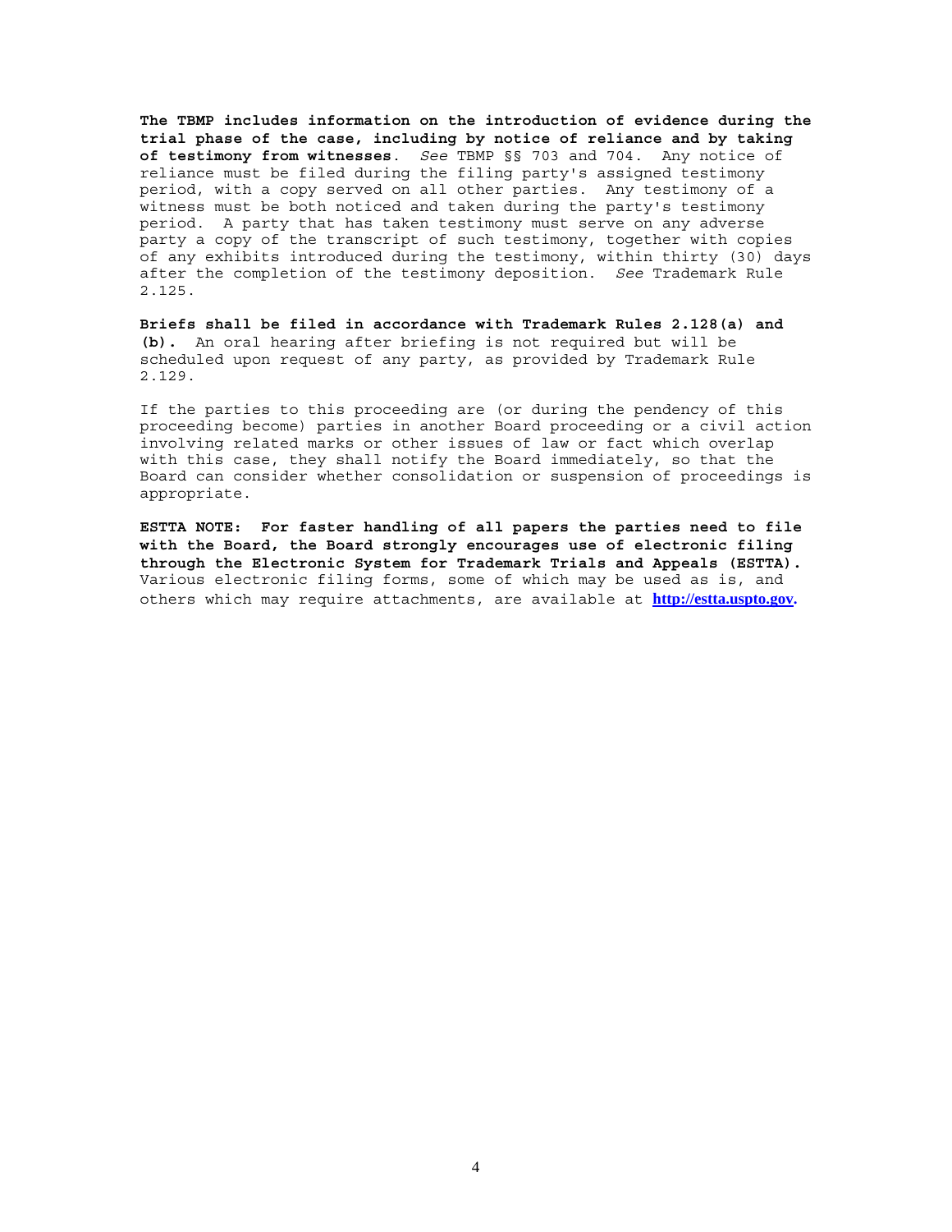**The TBMP includes information on the introduction of evidence during the trial phase of the case, including by notice of reliance and by taking of testimony from witnesses.** *See* TBMP §§ 703 and 704. Any notice of reliance must be filed during the filing party's assigned testimony period, with a copy served on all other parties. Any testimony of a witness must be both noticed and taken during the party's testimony period. A party that has taken testimony must serve on any adverse party a copy of the transcript of such testimony, together with copies of any exhibits introduced during the testimony, within thirty (30) days after the completion of the testimony deposition. *See* Trademark Rule 2.125.

**Briefs shall be filed in accordance with Trademark Rules 2.128(a) and (b).** An oral hearing after briefing is not required but will be scheduled upon request of any party, as provided by Trademark Rule 2.129.

If the parties to this proceeding are (or during the pendency of this proceeding become) parties in another Board proceeding or a civil action involving related marks or other issues of law or fact which overlap with this case, they shall notify the Board immediately, so that the Board can consider whether consolidation or suspension of proceedings is appropriate.

**ESTTA NOTE: For faster handling of all papers the parties need to file with the Board, the Board strongly encourages use of electronic filing through the Electronic System for Trademark Trials and Appeals (ESTTA).** Various electronic filing forms, some of which may be used as is, and others which may require attachments, are available at **http://estta.uspto.gov.**